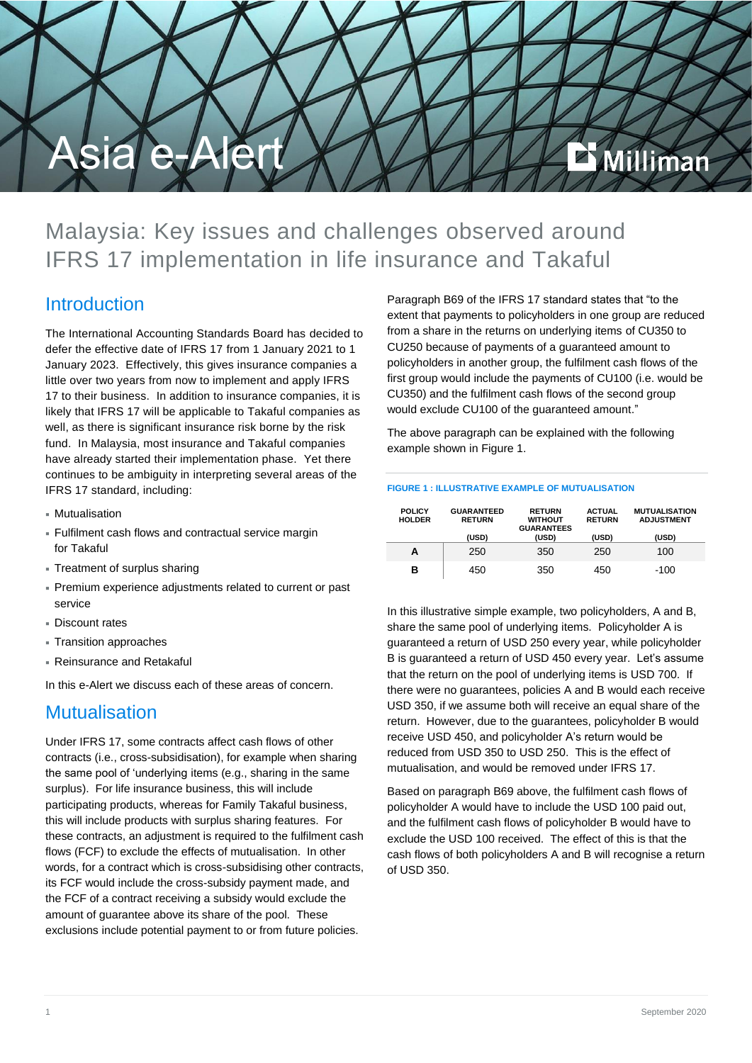# Asia e-Alert

## Malaysia: Key issues and challenges observed around IFRS 17 implementation in life insurance and Takaful

## Introduction

The International Accounting Standards Board has decided to defer the effective date of IFRS 17 from 1 January 2021 to 1 January 2023. Effectively, this gives insurance companies a little over two years from now to implement and apply IFRS 17 to their business. In addition to insurance companies, it is likely that IFRS 17 will be applicable to Takaful companies as well, as there is significant insurance risk borne by the risk fund. In Malaysia, most insurance and Takaful companies have already started their implementation phase. Yet there continues to be ambiguity in interpreting several areas of the IFRS 17 standard, including:

- Mutualisation
- Fulfilment cash flows and contractual service margin for Takaful
- Treatment of surplus sharing
- Premium experience adjustments related to current or past service
- Discount rates
- Transition approaches
- Reinsurance and Retakaful

In this e-Alert we discuss each of these areas of concern.

## Mutualisation

Under IFRS 17, some contracts affect cash flows of other contracts (i.e., cross-subsidisation), for example when sharing the same pool of 'underlying items (e.g., sharing in the same surplus). For life insurance business, this will include participating products, whereas for Family Takaful business, this will include products with surplus sharing features. For these contracts, an adjustment is required to the fulfilment cash flows (FCF) to exclude the effects of mutualisation. In other words, for a contract which is cross-subsidising other contracts, its FCF would include the cross-subsidy payment made, and the FCF of a contract receiving a subsidy would exclude the amount of guarantee above its share of the pool. These exclusions include potential payment to or from future policies.

Paragraph B69 of the IFRS 17 standard states that "to the extent that payments to policyholders in one group are reduced from a share in the returns on underlying items of CU350 to CU250 because of payments of a guaranteed amount to policyholders in another group, the fulfilment cash flows of the first group would include the payments of CU100 (i.e. would be CU350) and the fulfilment cash flows of the second group would exclude CU100 of the guaranteed amount."

The above paragraph can be explained with the following example shown in Figure 1.

**FIGURE 1 : ILLUSTRATIVE EXAMPLE OF MUTUALISATION**

| POLICY HOLDER | GUARANTEED RETURN (USD) | RETURN WITHOUT GUARANTEES (USD) | ACTUAL RETURN (USD) | MUTUALISATION ADJUSTMENT (USD) |
|---|---|---|---|---|
| A | 250 | 350 | 250 | 100 |
| B | 450 | 350 | 450 | -100 |

In this illustrative simple example, two policyholders, A and B, share the same pool of underlying items. Policyholder A is guaranteed a return of USD 250 every year, while policyholder B is guaranteed a return of USD 450 every year. Let's assume that the return on the pool of underlying items is USD 700. If there were no guarantees, policies A and B would each receive USD 350, if we assume both will receive an equal share of the return. However, due to the guarantees, policyholder B would receive USD 450, and policyholder A's return would be reduced from USD 350 to USD 250. This is the effect of mutualisation, and would be removed under IFRS 17.

Based on paragraph B69 above, the fulfilment cash flows of policyholder A would have to include the USD 100 paid out, and the fulfilment cash flows of policyholder B would have to exclude the USD 100 received. The effect of this is that the cash flows of both policyholders A and B will recognise a return of USD 350.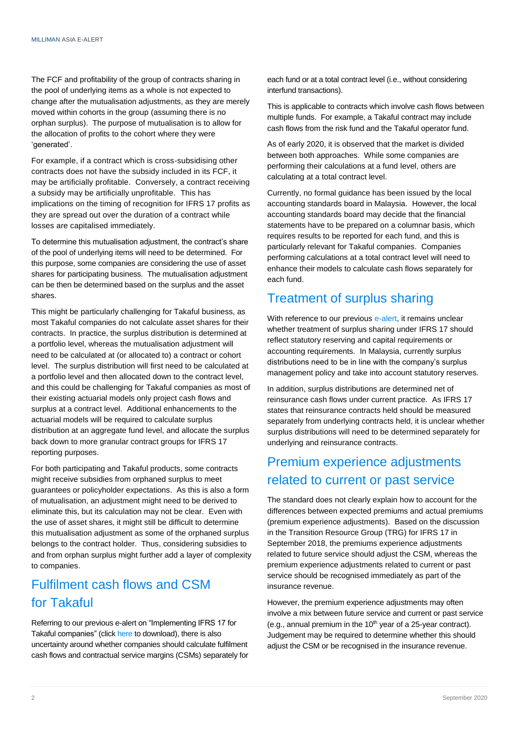The FCF and profitability of the group of contracts sharing in the pool of underlying items as a whole is not expected to change after the mutualisation adjustments, as they are merely moved within cohorts in the group (assuming there is no orphan surplus). The purpose of mutualisation is to allow for the allocation of profits to the cohort where they were 'generated'.

For example, if a contract which is cross-subsidising other contracts does not have the subsidy included in its FCF, it may be artificially profitable. Conversely, a contract receiving a subsidy may be artificially unprofitable. This has implications on the timing of recognition for IFRS 17 profits as they are spread out over the duration of a contract while losses are capitalised immediately.

To determine this mutualisation adjustment, the contract's share of the pool of underlying items will need to be determined. For this purpose, some companies are considering the use of asset shares for participating business. The mutualisation adjustment can be then be determined based on the surplus and the asset shares.

This might be particularly challenging for Takaful business, as most Takaful companies do not calculate asset shares for their contracts. In practice, the surplus distribution is determined at a portfolio level, whereas the mutualisation adjustment will need to be calculated at (or allocated to) a contract or cohort level. The surplus distribution will first need to be calculated at a portfolio level and then allocated down to the contract level, and this could be challenging for Takaful companies as most of their existing actuarial models only project cash flows and surplus at a contract level. Additional enhancements to the actuarial models will be required to calculate surplus distribution at an aggregate fund level, and allocate the surplus back down to more granular contract groups for IFRS 17 reporting purposes.

For both participating and Takaful products, some contracts might receive subsidies from orphaned surplus to meet guarantees or policyholder expectations. As this is also a form of mutualisation, an adjustment might need to be derived to eliminate this, but its calculation may not be clear. Even with the use of asset shares, it might still be difficult to determine this mutualisation adjustment as some of the orphaned surplus belongs to the contract holder. Thus, considering subsidies to and from orphan surplus might further add a layer of complexity to companies.

## Fulfilment cash flows and CSM for Takaful

Referring to our previous e-alert on "Implementing IFRS 17 for Takaful companies" (click here to download), there is also uncertainty around whether companies should calculate fulfilment cash flows and contractual service margins (CSMs) separately for each fund or at a total contract level (i.e., without considering interfund transactions).

This is applicable to contracts which involve cash flows between multiple funds. For example, a Takaful contract may include cash flows from the risk fund and the Takaful operator fund.

As of early 2020, it is observed that the market is divided between both approaches. While some companies are performing their calculations at a fund level, others are calculating at a total contract level.

Currently, no formal guidance has been issued by the local accounting standards board in Malaysia. However, the local accounting standards board may decide that the financial statements have to be prepared on a columnar basis, which requires results to be reported for each fund, and this is particularly relevant for Takaful companies. Companies performing calculations at a total contract level will need to enhance their models to calculate cash flows separately for each fund.

## Treatment of surplus sharing

With reference to our previous e-alert, it remains unclear whether treatment of surplus sharing under IFRS 17 should reflect statutory reserving and capital requirements or accounting requirements. In Malaysia, currently surplus distributions need to be in line with the company's surplus management policy and take into account statutory reserves.

In addition, surplus distributions are determined net of reinsurance cash flows under current practice. As IFRS 17 states that reinsurance contracts held should be measured separately from underlying contracts held, it is unclear whether surplus distributions will need to be determined separately for underlying and reinsurance contracts.

## Premium experience adjustments related to current or past service

The standard does not clearly explain how to account for the differences between expected premiums and actual premiums (premium experience adjustments). Based on the discussion in the Transition Resource Group (TRG) for IFRS 17 in September 2018, the premiums experience adjustments related to future service should adjust the CSM, whereas the premium experience adjustments related to current or past service should be recognised immediately as part of the insurance revenue.

However, the premium experience adjustments may often involve a mix between future service and current or past service (e.g., annual premium in the 10th year of a 25-year contract). Judgement may be required to determine whether this should adjust the CSM or be recognised in the insurance revenue.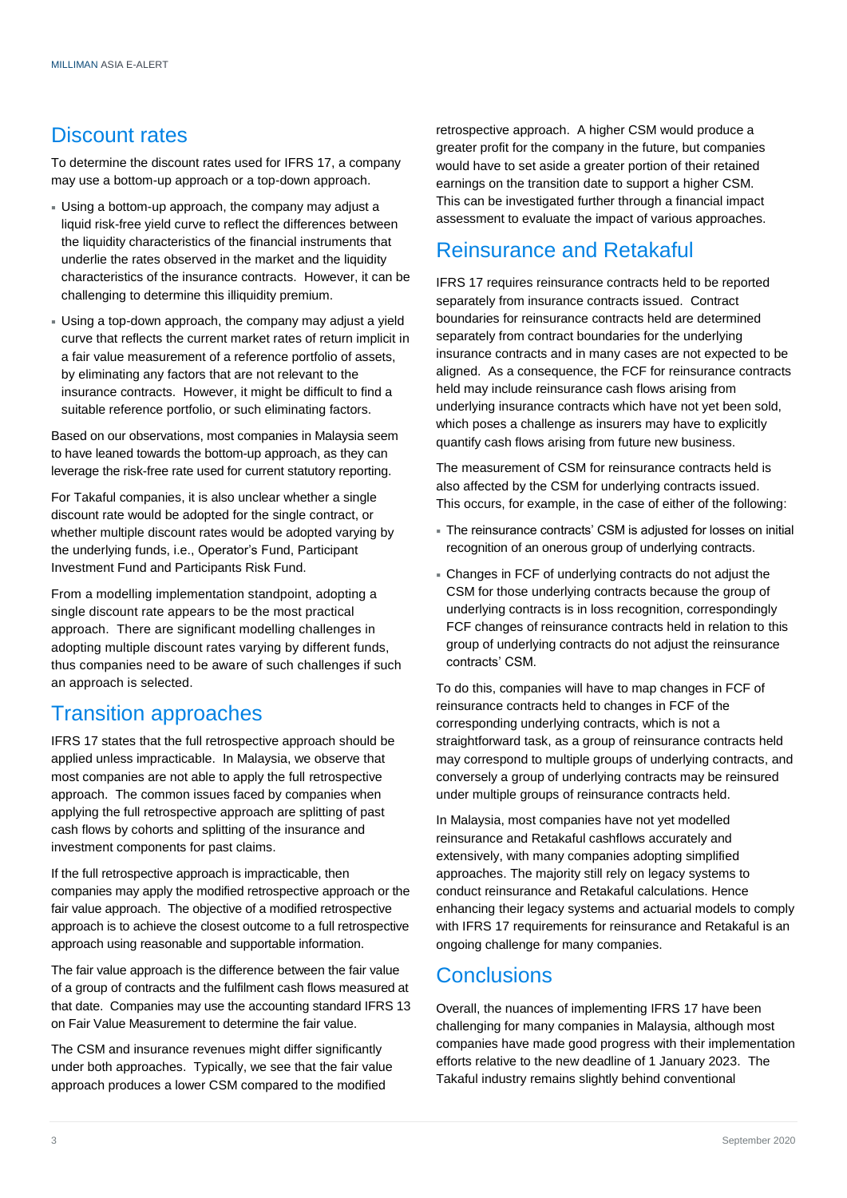## Discount rates

To determine the discount rates used for IFRS 17, a company may use a bottom-up approach or a top-down approach.

- Using a bottom-up approach, the company may adjust a liquid risk-free yield curve to reflect the differences between the liquidity characteristics of the financial instruments that underlie the rates observed in the market and the liquidity characteristics of the insurance contracts. However, it can be challenging to determine this illiquidity premium.
- Using a top-down approach, the company may adjust a yield curve that reflects the current market rates of return implicit in a fair value measurement of a reference portfolio of assets, by eliminating any factors that are not relevant to the insurance contracts. However, it might be difficult to find a suitable reference portfolio, or such eliminating factors.

Based on our observations, most companies in Malaysia seem to have leaned towards the bottom-up approach, as they can leverage the risk-free rate used for current statutory reporting.

For Takaful companies, it is also unclear whether a single discount rate would be adopted for the single contract, or whether multiple discount rates would be adopted varying by the underlying funds, i.e., Operator's Fund, Participant Investment Fund and Participants Risk Fund.

From a modelling implementation standpoint, adopting a single discount rate appears to be the most practical approach. There are significant modelling challenges in adopting multiple discount rates varying by different funds, thus companies need to be aware of such challenges if such an approach is selected.

## Transition approaches

IFRS 17 states that the full retrospective approach should be applied unless impracticable. In Malaysia, we observe that most companies are not able to apply the full retrospective approach. The common issues faced by companies when applying the full retrospective approach are splitting of past cash flows by cohorts and splitting of the insurance and investment components for past claims.

If the full retrospective approach is impracticable, then companies may apply the modified retrospective approach or the fair value approach. The objective of a modified retrospective approach is to achieve the closest outcome to a full retrospective approach using reasonable and supportable information.

The fair value approach is the difference between the fair value of a group of contracts and the fulfilment cash flows measured at that date. Companies may use the accounting standard IFRS 13 on Fair Value Measurement to determine the fair value.

The CSM and insurance revenues might differ significantly under both approaches. Typically, we see that the fair value approach produces a lower CSM compared to the modified retrospective approach. A higher CSM would produce a greater profit for the company in the future, but companies would have to set aside a greater portion of their retained earnings on the transition date to support a higher CSM. This can be investigated further through a financial impact assessment to evaluate the impact of various approaches.

## Reinsurance and Retakaful

IFRS 17 requires reinsurance contracts held to be reported separately from insurance contracts issued. Contract boundaries for reinsurance contracts held are determined separately from contract boundaries for the underlying insurance contracts and in many cases are not expected to be aligned. As a consequence, the FCF for reinsurance contracts held may include reinsurance cash flows arising from underlying insurance contracts which have not yet been sold, which poses a challenge as insurers may have to explicitly quantify cash flows arising from future new business.

The measurement of CSM for reinsurance contracts held is also affected by the CSM for underlying contracts issued. This occurs, for example, in the case of either of the following:

- The reinsurance contracts' CSM is adjusted for losses on initial recognition of an onerous group of underlying contracts.
- Changes in FCF of underlying contracts do not adjust the CSM for those underlying contracts because the group of underlying contracts is in loss recognition, correspondingly FCF changes of reinsurance contracts held in relation to this group of underlying contracts do not adjust the reinsurance contracts' CSM.

To do this, companies will have to map changes in FCF of reinsurance contracts held to changes in FCF of the corresponding underlying contracts, which is not a straightforward task, as a group of reinsurance contracts held may correspond to multiple groups of underlying contracts, and conversely a group of underlying contracts may be reinsured under multiple groups of reinsurance contracts held.

In Malaysia, most companies have not yet modelled reinsurance and Retakaful cashflows accurately and extensively, with many companies adopting simplified approaches. The majority still rely on legacy systems to conduct reinsurance and Retakaful calculations. Hence enhancing their legacy systems and actuarial models to comply with IFRS 17 requirements for reinsurance and Retakaful is an ongoing challenge for many companies.

## Conclusions

Overall, the nuances of implementing IFRS 17 have been challenging for many companies in Malaysia, although most companies have made good progress with their implementation efforts relative to the new deadline of 1 January 2023. The Takaful industry remains slightly behind conventional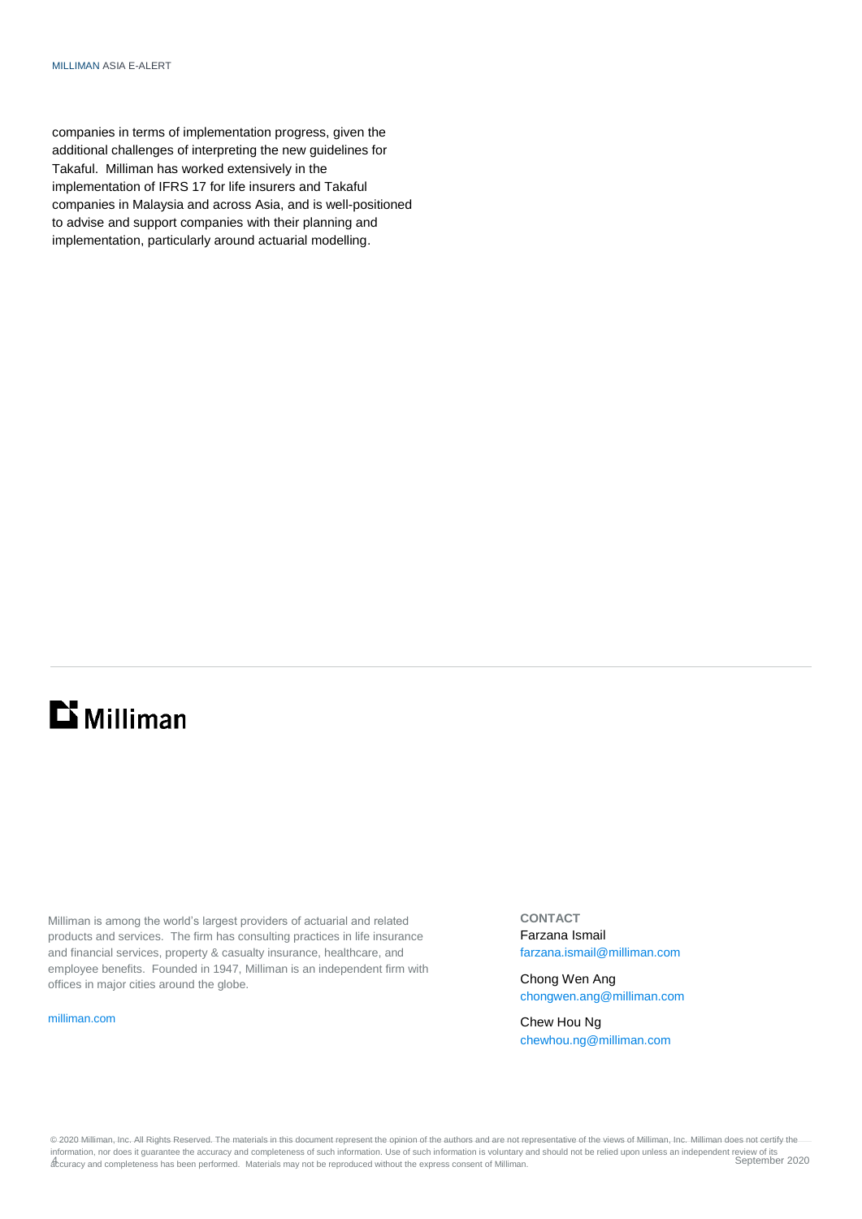companies in terms of implementation progress, given the additional challenges of interpreting the new guidelines for Takaful. Milliman has worked extensively in the implementation of IFRS 17 for life insurers and Takaful companies in Malaysia and across Asia, and is well-positioned to advise and support companies with their planning and implementation, particularly around actuarial modelling.

**Milliman**

Milliman is among the world's largest providers of actuarial and related products and services. The firm has consulting practices in life insurance and financial services, property & casualty insurance, healthcare, and employee benefits. Founded in 1947, Milliman is an independent firm with offices in major cities around the globe.

milliman.com

**CONTACT**

Farzana Ismail
farzana.ismail@milliman.com

Chong Wen Ang
chongwen.ang@milliman.com

Chew Hou Ng
chewhou.ng@milliman.com

© 2020 Milliman, Inc. All Rights Reserved. The materials in this document represent the opinion of the authors and are not representative of the views of Milliman, Inc. Milliman does not certify the information, nor does it guarantee the accuracy and completeness of such information. Use of such information is voluntary and should not be relied upon unless an independent review of its accuracy and completeness has been performed. Materials may not be reproduced without the express consent of Milliman.

September 2020